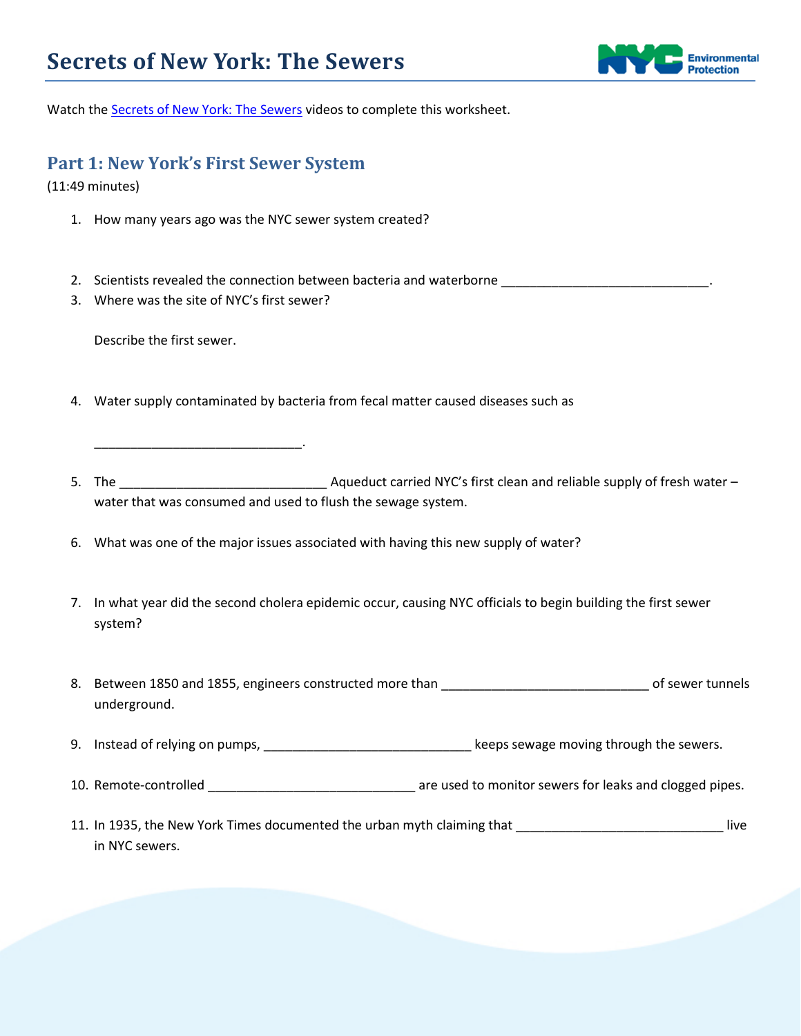# Secrets of New York: The Sewers

Watch the Secrets of New York: The Sewers videos to complete this worksheet.

## Part 1: New York's First Sewer System

(11:49 minutes)

1. How many years ago was the NYC sewer system created?

2. Scientists revealed the connection between bacteria and waterborne _____________________________.
3. Where was the site of NYC's first sewer?

   Describe the first sewer.

4. Water supply contaminated by bacteria from fecal matter caused diseases such as

   _____________________________.

5. The _____________________________ Aqueduct carried NYC's first clean and reliable supply of fresh water – water that was consumed and used to flush the sewage system.

6. What was one of the major issues associated with having this new supply of water?

7. In what year did the second cholera epidemic occur, causing NYC officials to begin building the first sewer system?

8. Between 1850 and 1855, engineers constructed more than _____________________________ of sewer tunnels underground.

9. Instead of relying on pumps, _____________________________ keeps sewage moving through the sewers.

10. Remote-controlled _____________________________ are used to monitor sewers for leaks and clogged pipes.

11. In 1935, the New York Times documented the urban myth claiming that _____________________________ live in NYC sewers.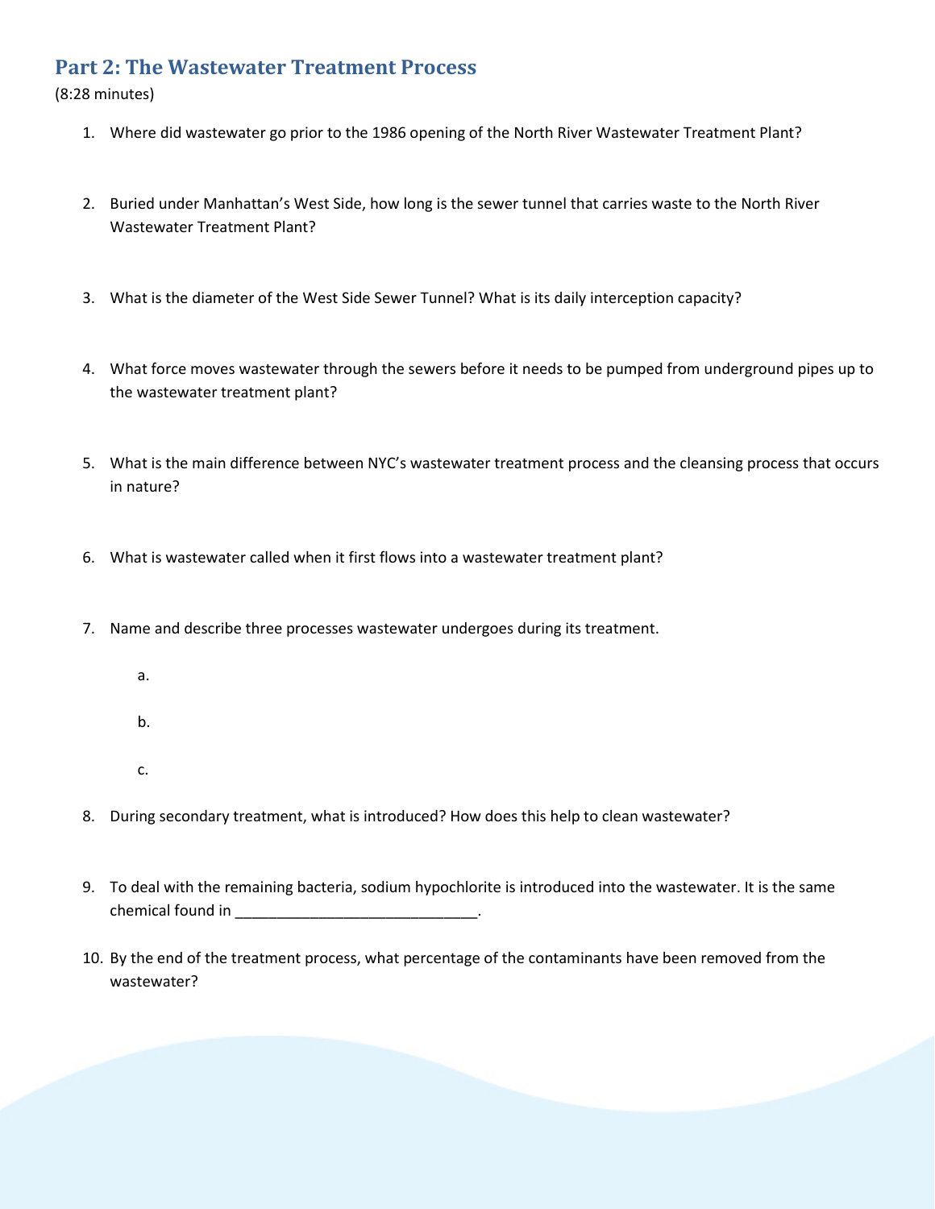## Part 2: The Wastewater Treatment Process

(8:28 minutes)

1. Where did wastewater go prior to the 1986 opening of the North River Wastewater Treatment Plant?

2. Buried under Manhattan's West Side, how long is the sewer tunnel that carries waste to the North River Wastewater Treatment Plant?

3. What is the diameter of the West Side Sewer Tunnel? What is its daily interception capacity?

4. What force moves wastewater through the sewers before it needs to be pumped from underground pipes up to the wastewater treatment plant?

5. What is the main difference between NYC's wastewater treatment process and the cleansing process that occurs in nature?

6. What is wastewater called when it first flows into a wastewater treatment plant?

7. Name and describe three processes wastewater undergoes during its treatment.

   a.

   b.

   c.

8. During secondary treatment, what is introduced? How does this help to clean wastewater?

9. To deal with the remaining bacteria, sodium hypochlorite is introduced into the wastewater. It is the same chemical found in _____________________________.

10. By the end of the treatment process, what percentage of the contaminants have been removed from the wastewater?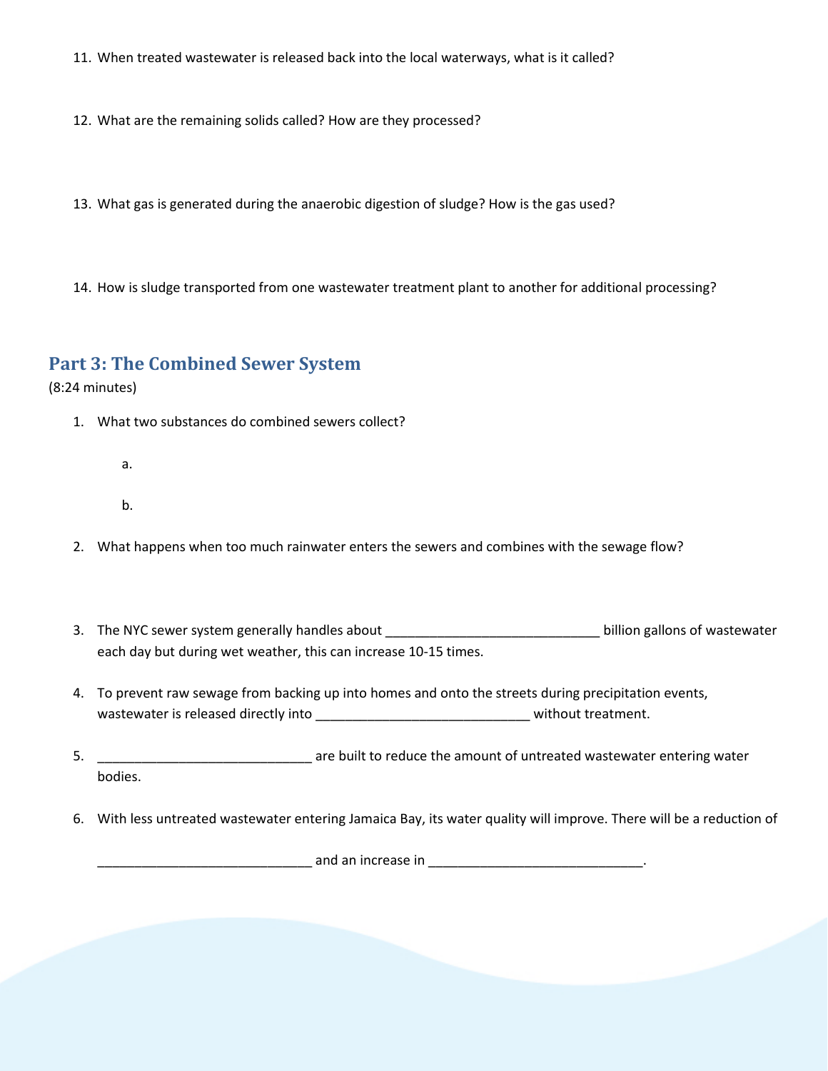11. When treated wastewater is released back into the local waterways, what is it called?

12. What are the remaining solids called? How are they processed?

13. What gas is generated during the anaerobic digestion of sludge? How is the gas used?

14. How is sludge transported from one wastewater treatment plant to another for additional processing?

## Part 3: The Combined Sewer System

(8:24 minutes)

1. What two substances do combined sewers collect?

   a.

   b.

2. What happens when too much rainwater enters the sewers and combines with the sewage flow?

3. The NYC sewer system generally handles about _____________________________ billion gallons of wastewater each day but during wet weather, this can increase 10-15 times.

4. To prevent raw sewage from backing up into homes and onto the streets during precipitation events, wastewater is released directly into _____________________________ without treatment.

5. _____________________________ are built to reduce the amount of untreated wastewater entering water bodies.

6. With less untreated wastewater entering Jamaica Bay, its water quality will improve. There will be a reduction of

   _____________________________ and an increase in _____________________________.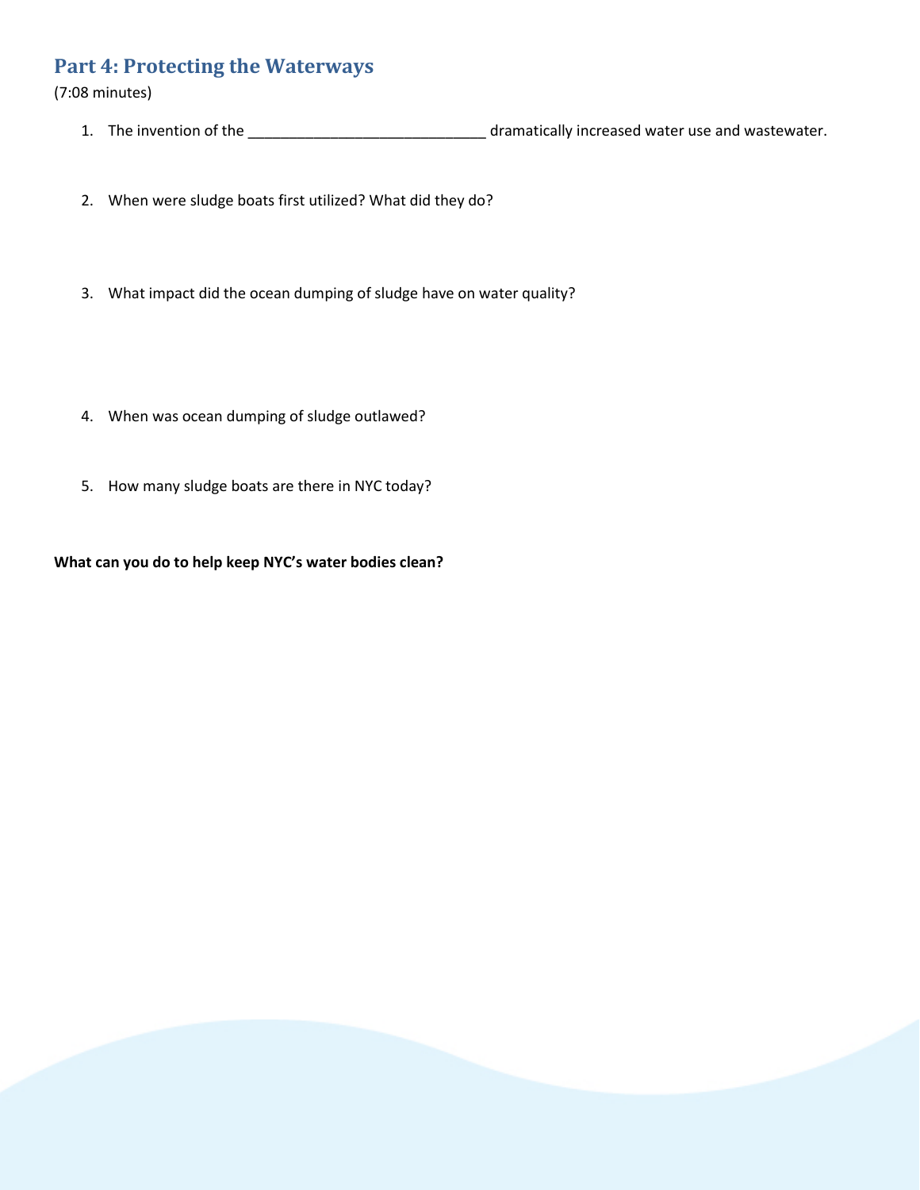## Part 4: Protecting the Waterways

(7:08 minutes)

1. The invention of the _____________________________ dramatically increased water use and wastewater.

2. When were sludge boats first utilized? What did they do?

3. What impact did the ocean dumping of sludge have on water quality?

4. When was ocean dumping of sludge outlawed?

5. How many sludge boats are there in NYC today?

**What can you do to help keep NYC's water bodies clean?**